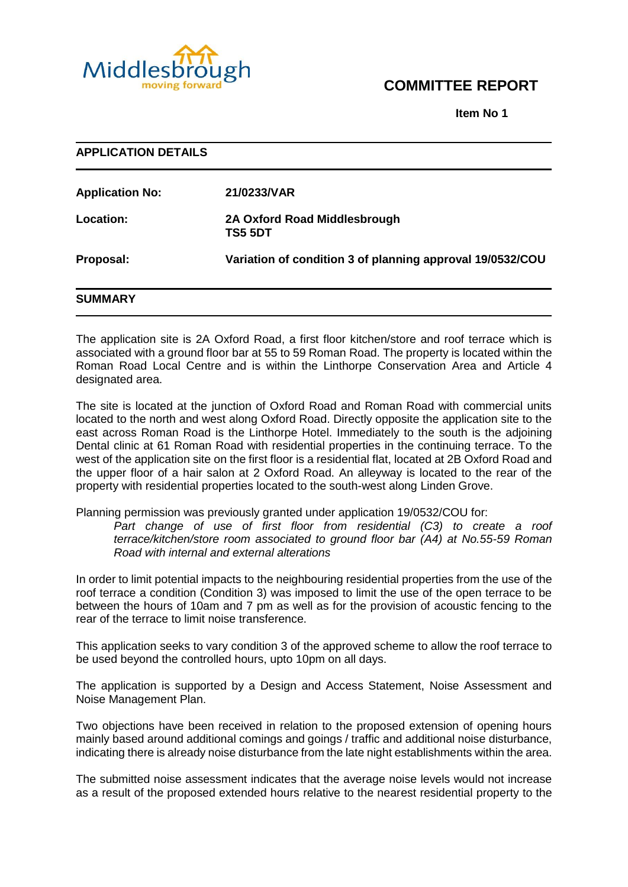# COMMITTEE REPORT

**Item No 1**

## APPLICATION DETAILS

**Application No:** 21/0233/VAR

**Location:** 2A Oxford Road Middlesbrough TS5 5DT

**Proposal:** Variation of condition 3 of planning approval 19/0532/COU

## SUMMARY

The application site is 2A Oxford Road, a first floor kitchen/store and roof terrace which is associated with a ground floor bar at 55 to 59 Roman Road. The property is located within the Roman Road Local Centre and is within the Linthorpe Conservation Area and Article 4 designated area.

The site is located at the junction of Oxford Road and Roman Road with commercial units located to the north and west along Oxford Road. Directly opposite the application site to the east across Roman Road is the Linthorpe Hotel. Immediately to the south is the adjoining Dental clinic at 61 Roman Road with residential properties in the continuing terrace. To the west of the application site on the first floor is a residential flat, located at 2B Oxford Road and the upper floor of a hair salon at 2 Oxford Road. An alleyway is located to the rear of the property with residential properties located to the south-west along Linden Grove.

Planning permission was previously granted under application 19/0532/COU for:

> *Part change of use of first floor from residential (C3) to create a roof terrace/kitchen/store room associated to ground floor bar (A4) at No.55-59 Roman Road with internal and external alterations*

In order to limit potential impacts to the neighbouring residential properties from the use of the roof terrace a condition (Condition 3) was imposed to limit the use of the open terrace to be between the hours of 10am and 7 pm as well as for the provision of acoustic fencing to the rear of the terrace to limit noise transference.

This application seeks to vary condition 3 of the approved scheme to allow the roof terrace to be used beyond the controlled hours, upto 10pm on all days.

The application is supported by a Design and Access Statement, Noise Assessment and Noise Management Plan.

Two objections have been received in relation to the proposed extension of opening hours mainly based around additional comings and goings / traffic and additional noise disturbance, indicating there is already noise disturbance from the late night establishments within the area.

The submitted noise assessment indicates that the average noise levels would not increase as a result of the proposed extended hours relative to the nearest residential property to the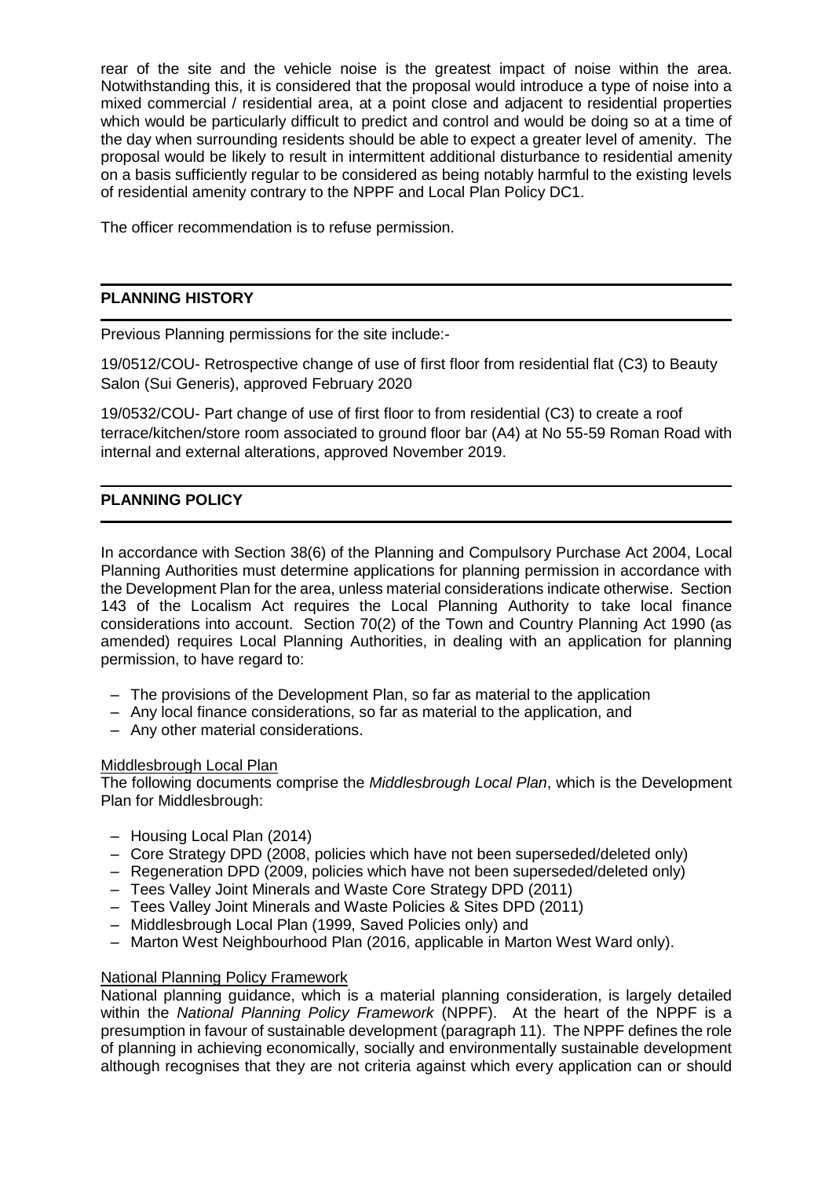rear of the site and the vehicle noise is the greatest impact of noise within the area. Notwithstanding this, it is considered that the proposal would introduce a type of noise into a mixed commercial / residential area, at a point close and adjacent to residential properties which would be particularly difficult to predict and control and would be doing so at a time of the day when surrounding residents should be able to expect a greater level of amenity. The proposal would be likely to result in intermittent additional disturbance to residential amenity on a basis sufficiently regular to be considered as being notably harmful to the existing levels of residential amenity contrary to the NPPF and Local Plan Policy DC1.

The officer recommendation is to refuse permission.

## PLANNING HISTORY

Previous Planning permissions for the site include:-

19/0512/COU- Retrospective change of use of first floor from residential flat (C3) to Beauty Salon (Sui Generis), approved February 2020

19/0532/COU- Part change of use of first floor to from residential (C3) to create a roof terrace/kitchen/store room associated to ground floor bar (A4) at No 55-59 Roman Road with internal and external alterations, approved November 2019.

## PLANNING POLICY

In accordance with Section 38(6) of the Planning and Compulsory Purchase Act 2004, Local Planning Authorities must determine applications for planning permission in accordance with the Development Plan for the area, unless material considerations indicate otherwise. Section 143 of the Localism Act requires the Local Planning Authority to take local finance considerations into account. Section 70(2) of the Town and Country Planning Act 1990 (as amended) requires Local Planning Authorities, in dealing with an application for planning permission, to have regard to:

- The provisions of the Development Plan, so far as material to the application
- Any local finance considerations, so far as material to the application, and
- Any other material considerations.

Middlesbrough Local Plan

The following documents comprise the *Middlesbrough Local Plan*, which is the Development Plan for Middlesbrough:

- Housing Local Plan (2014)
- Core Strategy DPD (2008, policies which have not been superseded/deleted only)
- Regeneration DPD (2009, policies which have not been superseded/deleted only)
- Tees Valley Joint Minerals and Waste Core Strategy DPD (2011)
- Tees Valley Joint Minerals and Waste Policies & Sites DPD (2011)
- Middlesbrough Local Plan (1999, Saved Policies only) and
- Marton West Neighbourhood Plan (2016, applicable in Marton West Ward only).

National Planning Policy Framework

National planning guidance, which is a material planning consideration, is largely detailed within the *National Planning Policy Framework* (NPPF). At the heart of the NPPF is a presumption in favour of sustainable development (paragraph 11). The NPPF defines the role of planning in achieving economically, socially and environmentally sustainable development although recognises that they are not criteria against which every application can or should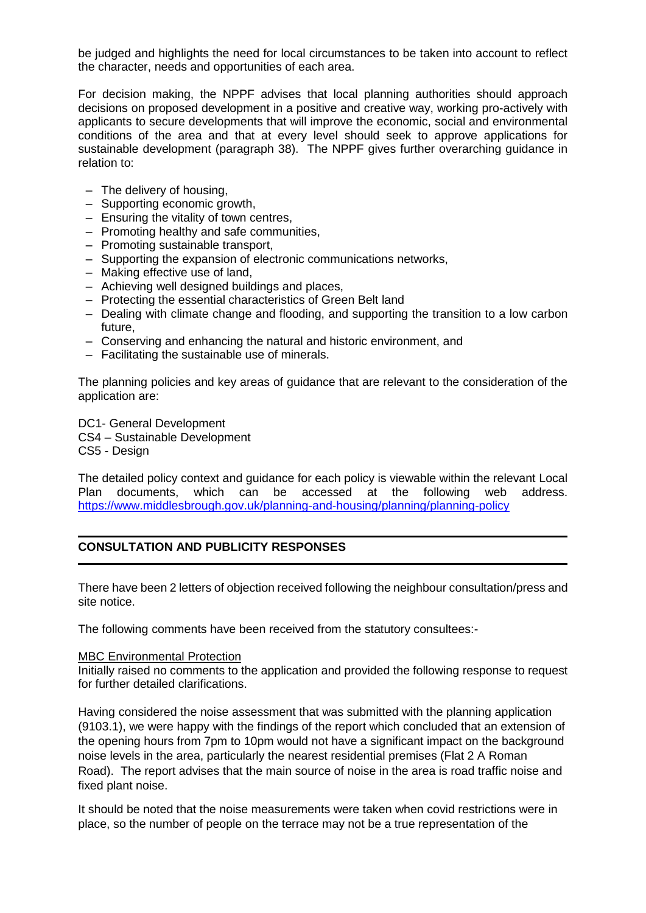be judged and highlights the need for local circumstances to be taken into account to reflect the character, needs and opportunities of each area.

For decision making, the NPPF advises that local planning authorities should approach decisions on proposed development in a positive and creative way, working pro-actively with applicants to secure developments that will improve the economic, social and environmental conditions of the area and that at every level should seek to approve applications for sustainable development (paragraph 38). The NPPF gives further overarching guidance in relation to:

- The delivery of housing,
- Supporting economic growth,
- Ensuring the vitality of town centres,
- Promoting healthy and safe communities,
- Promoting sustainable transport,
- Supporting the expansion of electronic communications networks,
- Making effective use of land,
- Achieving well designed buildings and places,
- Protecting the essential characteristics of Green Belt land
- Dealing with climate change and flooding, and supporting the transition to a low carbon future,
- Conserving and enhancing the natural and historic environment, and
- Facilitating the sustainable use of minerals.

The planning policies and key areas of guidance that are relevant to the consideration of the application are:

DC1- General Development
CS4 – Sustainable Development
CS5 - Design

The detailed policy context and guidance for each policy is viewable within the relevant Local Plan documents, which can be accessed at the following web address. https://www.middlesbrough.gov.uk/planning-and-housing/planning/planning-policy

## CONSULTATION AND PUBLICITY RESPONSES

There have been 2 letters of objection received following the neighbour consultation/press and site notice.

The following comments have been received from the statutory consultees:-

MBC Environmental Protection
Initially raised no comments to the application and provided the following response to request for further detailed clarifications.

Having considered the noise assessment that was submitted with the planning application (9103.1), we were happy with the findings of the report which concluded that an extension of the opening hours from 7pm to 10pm would not have a significant impact on the background noise levels in the area, particularly the nearest residential premises (Flat 2 A Roman Road). The report advises that the main source of noise in the area is road traffic noise and fixed plant noise.

It should be noted that the noise measurements were taken when covid restrictions were in place, so the number of people on the terrace may not be a true representation of the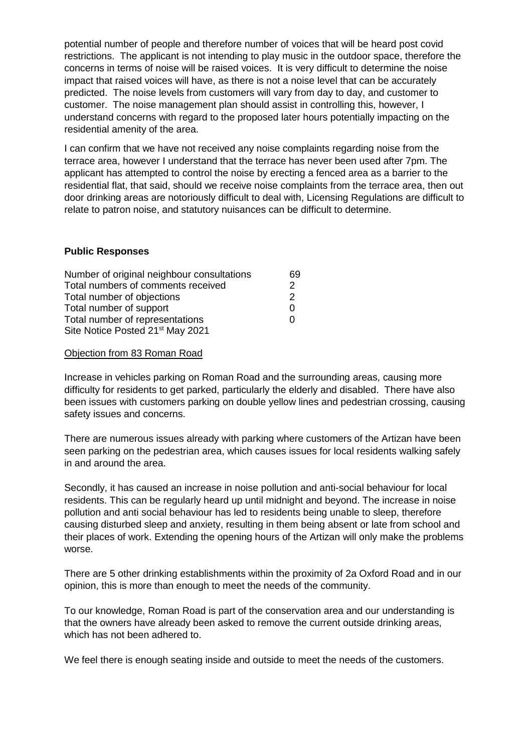potential number of people and therefore number of voices that will be heard post covid restrictions. The applicant is not intending to play music in the outdoor space, therefore the concerns in terms of noise will be raised voices. It is very difficult to determine the noise impact that raised voices will have, as there is not a noise level that can be accurately predicted. The noise levels from customers will vary from day to day, and customer to customer. The noise management plan should assist in controlling this, however, I understand concerns with regard to the proposed later hours potentially impacting on the residential amenity of the area.

I can confirm that we have not received any noise complaints regarding noise from the terrace area, however I understand that the terrace has never been used after 7pm. The applicant has attempted to control the noise by erecting a fenced area as a barrier to the residential flat, that said, should we receive noise complaints from the terrace area, then out door drinking areas are notoriously difficult to deal with, Licensing Regulations are difficult to relate to patron noise, and statutory nuisances can be difficult to determine.

**Public Responses**

| | |
|---|---|
| Number of original neighbour consultations | 69 |
| Total numbers of comments received | 2 |
| Total number of objections | 2 |
| Total number of support | 0 |
| Total number of representations | 0 |
| Site Notice Posted 21st May 2021 | |

Objection from 83 Roman Road

Increase in vehicles parking on Roman Road and the surrounding areas, causing more difficulty for residents to get parked, particularly the elderly and disabled. There have also been issues with customers parking on double yellow lines and pedestrian crossing, causing safety issues and concerns.

There are numerous issues already with parking where customers of the Artizan have been seen parking on the pedestrian area, which causes issues for local residents walking safely in and around the area.

Secondly, it has caused an increase in noise pollution and anti-social behaviour for local residents. This can be regularly heard up until midnight and beyond. The increase in noise pollution and anti social behaviour has led to residents being unable to sleep, therefore causing disturbed sleep and anxiety, resulting in them being absent or late from school and their places of work. Extending the opening hours of the Artizan will only make the problems worse.

There are 5 other drinking establishments within the proximity of 2a Oxford Road and in our opinion, this is more than enough to meet the needs of the community.

To our knowledge, Roman Road is part of the conservation area and our understanding is that the owners have already been asked to remove the current outside drinking areas, which has not been adhered to.

We feel there is enough seating inside and outside to meet the needs of the customers.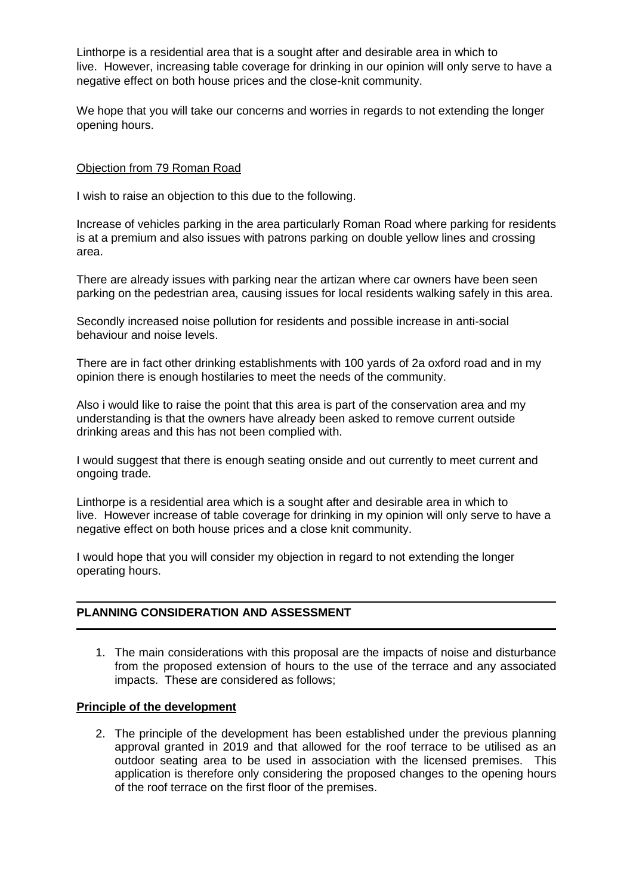Linthorpe is a residential area that is a sought after and desirable area in which to live. However, increasing table coverage for drinking in our opinion will only serve to have a negative effect on both house prices and the close-knit community.

We hope that you will take our concerns and worries in regards to not extending the longer opening hours.

<u>Objection from 79 Roman Road</u>

I wish to raise an objection to this due to the following.

Increase of vehicles parking in the area particularly Roman Road where parking for residents is at a premium and also issues with patrons parking on double yellow lines and crossing area.

There are already issues with parking near the artizan where car owners have been seen parking on the pedestrian area, causing issues for local residents walking safely in this area.

Secondly increased noise pollution for residents and possible increase in anti-social behaviour and noise levels.

There are in fact other drinking establishments with 100 yards of 2a oxford road and in my opinion there is enough hostilaries to meet the needs of the community.

Also i would like to raise the point that this area is part of the conservation area and my understanding is that the owners have already been asked to remove current outside drinking areas and this has not been complied with.

I would suggest that there is enough seating onside and out currently to meet current and ongoing trade.

Linthorpe is a residential area which is a sought after and desirable area in which to live. However increase of table coverage for drinking in my opinion will only serve to have a negative effect on both house prices and a close knit community.

I would hope that you will consider my objection in regard to not extending the longer operating hours.

---

## PLANNING CONSIDERATION AND ASSESSMENT

---

1. The main considerations with this proposal are the impacts of noise and disturbance from the proposed extension of hours to the use of the terrace and any associated impacts. These are considered as follows;

### Principle of the development

2. The principle of the development has been established under the previous planning approval granted in 2019 and that allowed for the roof terrace to be utilised as an outdoor seating area to be used in association with the licensed premises. This application is therefore only considering the proposed changes to the opening hours of the roof terrace on the first floor of the premises.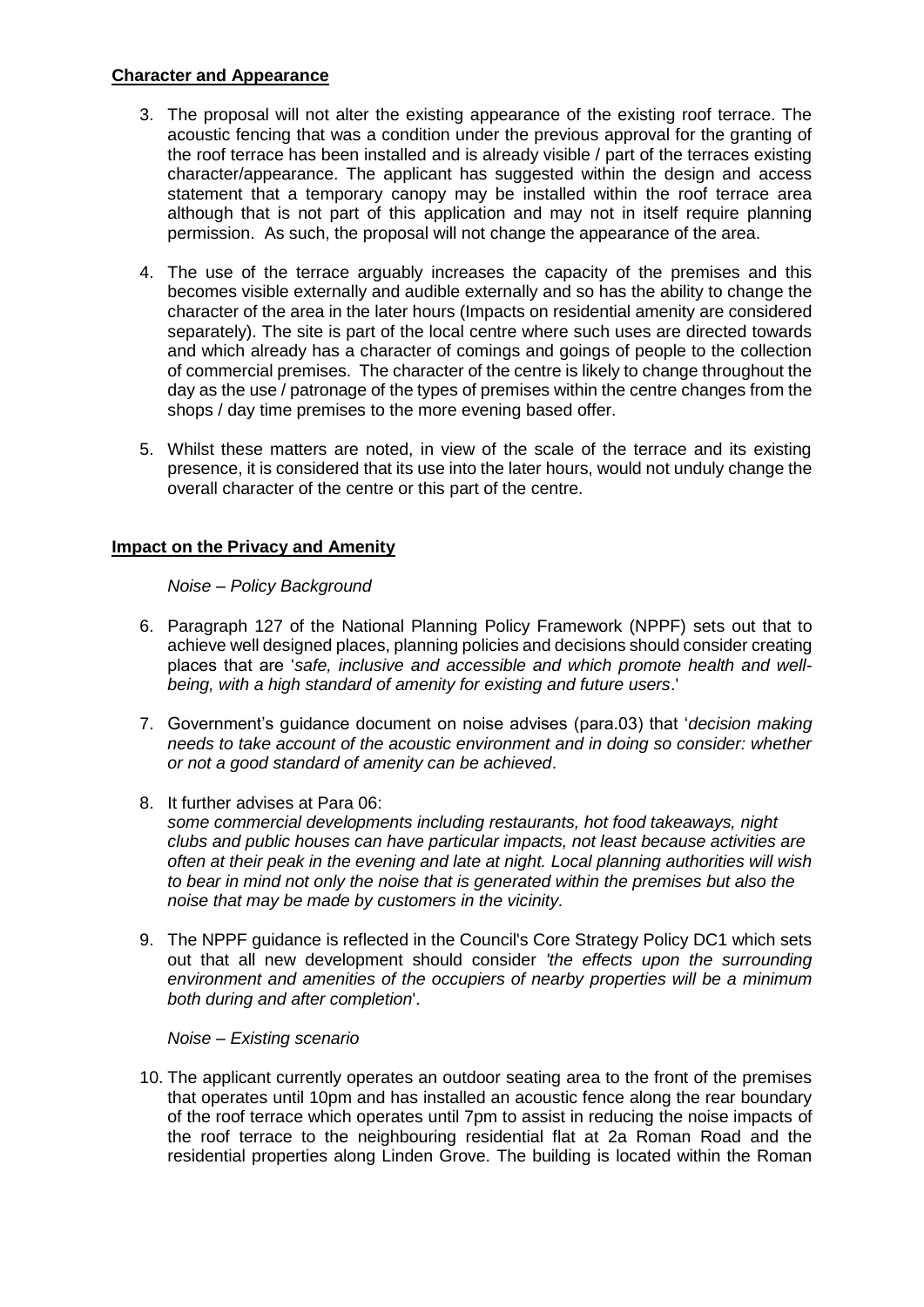**Character and Appearance**

3. The proposal will not alter the existing appearance of the existing roof terrace. The acoustic fencing that was a condition under the previous approval for the granting of the roof terrace has been installed and is already visible / part of the terraces existing character/appearance. The applicant has suggested within the design and access statement that a temporary canopy may be installed within the roof terrace area although that is not part of this application and may not in itself require planning permission. As such, the proposal will not change the appearance of the area.

4. The use of the terrace arguably increases the capacity of the premises and this becomes visible externally and audible externally and so has the ability to change the character of the area in the later hours (Impacts on residential amenity are considered separately). The site is part of the local centre where such uses are directed towards and which already has a character of comings and goings of people to the collection of commercial premises. The character of the centre is likely to change throughout the day as the use / patronage of the types of premises within the centre changes from the shops / day time premises to the more evening based offer.

5. Whilst these matters are noted, in view of the scale of the terrace and its existing presence, it is considered that its use into the later hours, would not unduly change the overall character of the centre or this part of the centre.

**Impact on the Privacy and Amenity**

*Noise – Policy Background*

6. Paragraph 127 of the National Planning Policy Framework (NPPF) sets out that to achieve well designed places, planning policies and decisions should consider creating places that are '*safe, inclusive and accessible and which promote health and well-being, with a high standard of amenity for existing and future users*.'

7. Government's guidance document on noise advises (para.03) that '*decision making needs to take account of the acoustic environment and in doing so consider: whether or not a good standard of amenity can be achieved*.

8. It further advises at Para 06:
   *some commercial developments including restaurants, hot food takeaways, night clubs and public houses can have particular impacts, not least because activities are often at their peak in the evening and late at night. Local planning authorities will wish to bear in mind not only the noise that is generated within the premises but also the noise that may be made by customers in the vicinity.*

9. The NPPF guidance is reflected in the Council's Core Strategy Policy DC1 which sets out that all new development should consider *'the effects upon the surrounding environment and amenities of the occupiers of nearby properties will be a minimum both during and after completion*'.

*Noise – Existing scenario*

10. The applicant currently operates an outdoor seating area to the front of the premises that operates until 10pm and has installed an acoustic fence along the rear boundary of the roof terrace which operates until 7pm to assist in reducing the noise impacts of the roof terrace to the neighbouring residential flat at 2a Roman Road and the residential properties along Linden Grove. The building is located within the Roman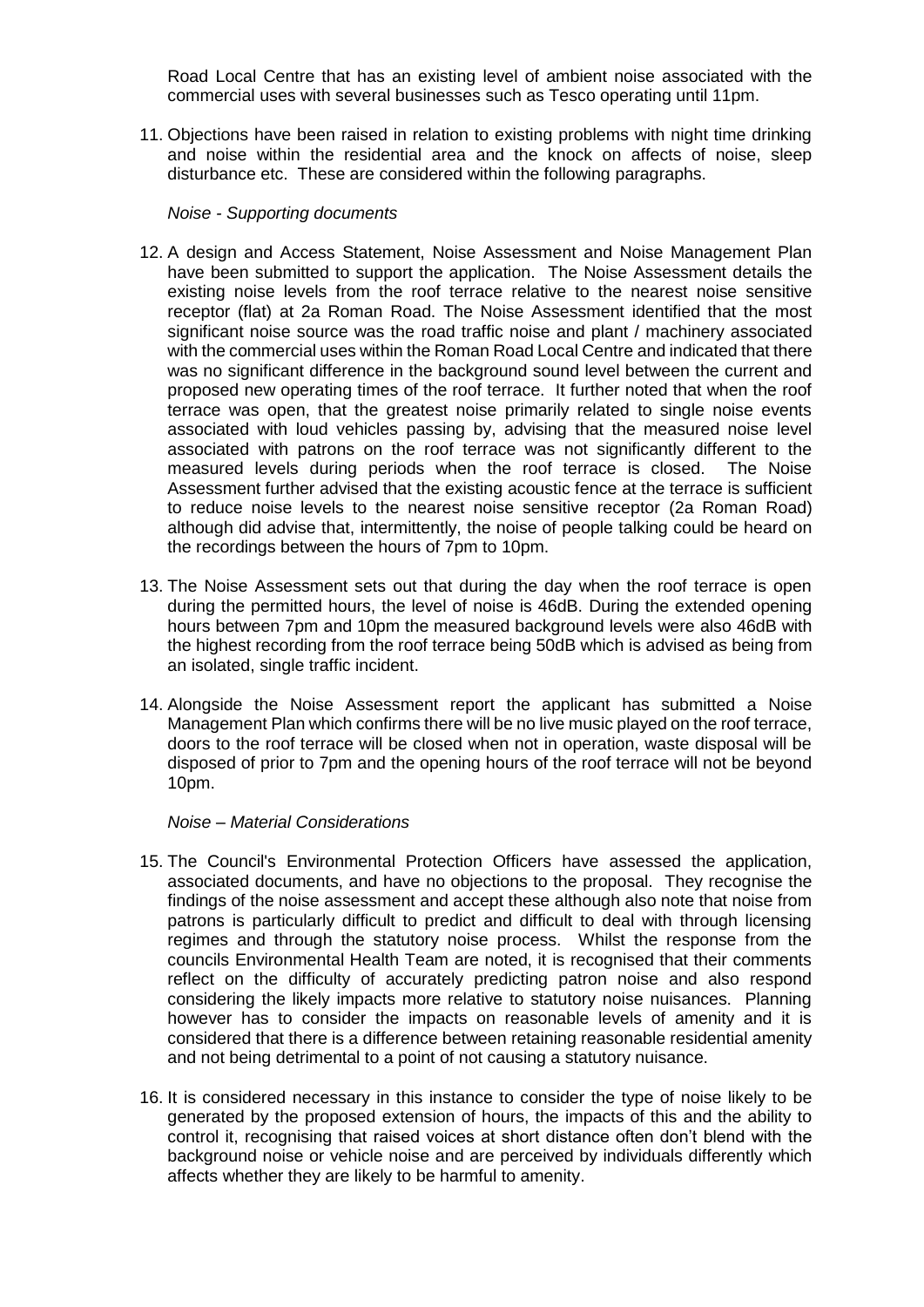Road Local Centre that has an existing level of ambient noise associated with the commercial uses with several businesses such as Tesco operating until 11pm.

11. Objections have been raised in relation to existing problems with night time drinking and noise within the residential area and the knock on affects of noise, sleep disturbance etc. These are considered within the following paragraphs.

*Noise - Supporting documents*

12. A design and Access Statement, Noise Assessment and Noise Management Plan have been submitted to support the application. The Noise Assessment details the existing noise levels from the roof terrace relative to the nearest noise sensitive receptor (flat) at 2a Roman Road. The Noise Assessment identified that the most significant noise source was the road traffic noise and plant / machinery associated with the commercial uses within the Roman Road Local Centre and indicated that there was no significant difference in the background sound level between the current and proposed new operating times of the roof terrace. It further noted that when the roof terrace was open, that the greatest noise primarily related to single noise events associated with loud vehicles passing by, advising that the measured noise level associated with patrons on the roof terrace was not significantly different to the measured levels during periods when the roof terrace is closed. The Noise Assessment further advised that the existing acoustic fence at the terrace is sufficient to reduce noise levels to the nearest noise sensitive receptor (2a Roman Road) although did advise that, intermittently, the noise of people talking could be heard on the recordings between the hours of 7pm to 10pm.

13. The Noise Assessment sets out that during the day when the roof terrace is open during the permitted hours, the level of noise is 46dB. During the extended opening hours between 7pm and 10pm the measured background levels were also 46dB with the highest recording from the roof terrace being 50dB which is advised as being from an isolated, single traffic incident.

14. Alongside the Noise Assessment report the applicant has submitted a Noise Management Plan which confirms there will be no live music played on the roof terrace, doors to the roof terrace will be closed when not in operation, waste disposal will be disposed of prior to 7pm and the opening hours of the roof terrace will not be beyond 10pm.

*Noise – Material Considerations*

15. The Council's Environmental Protection Officers have assessed the application, associated documents, and have no objections to the proposal. They recognise the findings of the noise assessment and accept these although also note that noise from patrons is particularly difficult to predict and difficult to deal with through licensing regimes and through the statutory noise process. Whilst the response from the councils Environmental Health Team are noted, it is recognised that their comments reflect on the difficulty of accurately predicting patron noise and also respond considering the likely impacts more relative to statutory noise nuisances. Planning however has to consider the impacts on reasonable levels of amenity and it is considered that there is a difference between retaining reasonable residential amenity and not being detrimental to a point of not causing a statutory nuisance.

16. It is considered necessary in this instance to consider the type of noise likely to be generated by the proposed extension of hours, the impacts of this and the ability to control it, recognising that raised voices at short distance often don't blend with the background noise or vehicle noise and are perceived by individuals differently which affects whether they are likely to be harmful to amenity.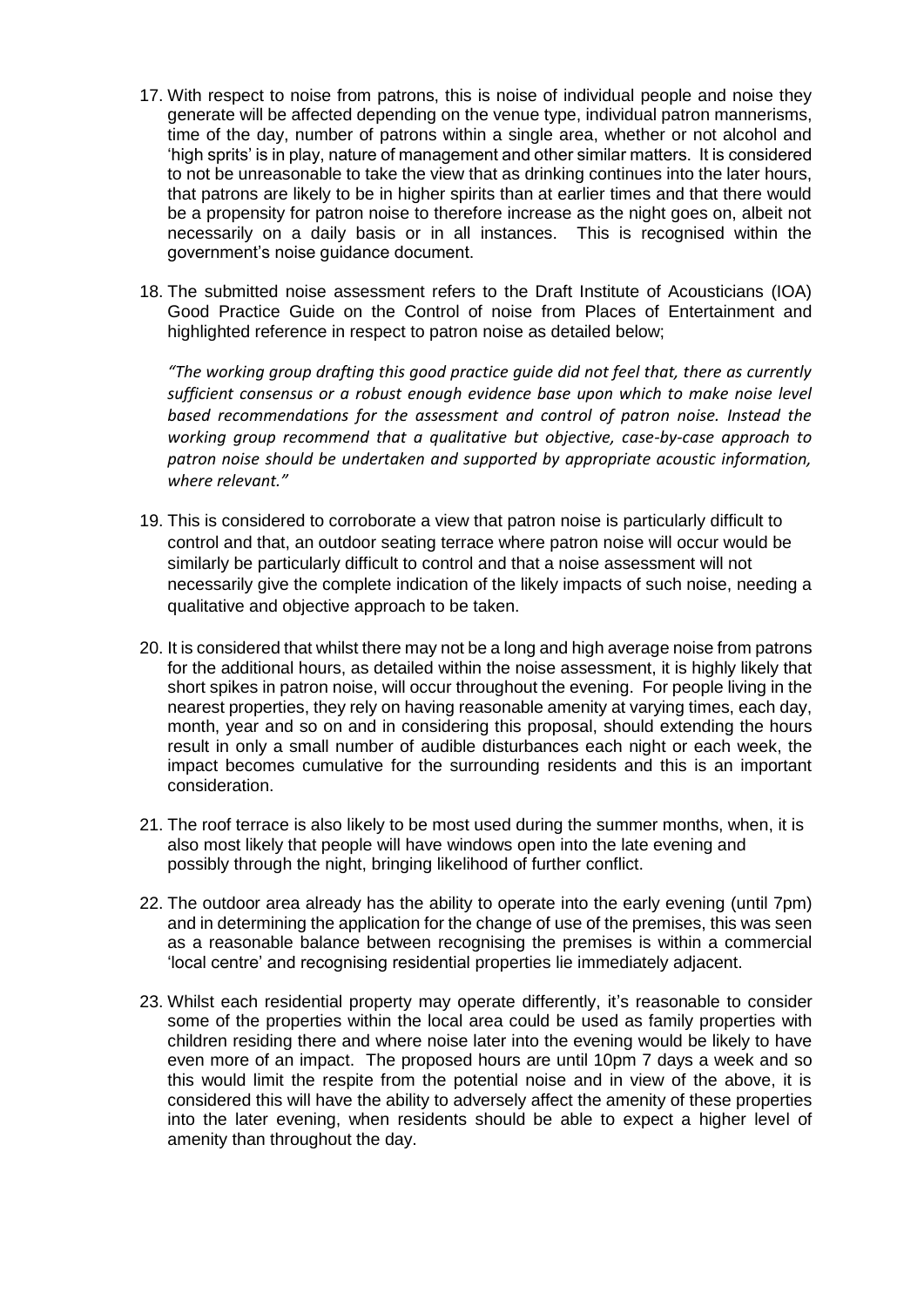17. With respect to noise from patrons, this is noise of individual people and noise they generate will be affected depending on the venue type, individual patron mannerisms, time of the day, number of patrons within a single area, whether or not alcohol and 'high sprits' is in play, nature of management and other similar matters. It is considered to not be unreasonable to take the view that as drinking continues into the later hours, that patrons are likely to be in higher spirits than at earlier times and that there would be a propensity for patron noise to therefore increase as the night goes on, albeit not necessarily on a daily basis or in all instances. This is recognised within the government's noise guidance document.

18. The submitted noise assessment refers to the Draft Institute of Acousticians (IOA) Good Practice Guide on the Control of noise from Places of Entertainment and highlighted reference in respect to patron noise as detailed below;

    *"The working group drafting this good practice guide did not feel that, there as currently sufficient consensus or a robust enough evidence base upon which to make noise level based recommendations for the assessment and control of patron noise. Instead the working group recommend that a qualitative but objective, case-by-case approach to patron noise should be undertaken and supported by appropriate acoustic information, where relevant."*

19. This is considered to corroborate a view that patron noise is particularly difficult to control and that, an outdoor seating terrace where patron noise will occur would be similarly be particularly difficult to control and that a noise assessment will not necessarily give the complete indication of the likely impacts of such noise, needing a qualitative and objective approach to be taken.

20. It is considered that whilst there may not be a long and high average noise from patrons for the additional hours, as detailed within the noise assessment, it is highly likely that short spikes in patron noise, will occur throughout the evening. For people living in the nearest properties, they rely on having reasonable amenity at varying times, each day, month, year and so on and in considering this proposal, should extending the hours result in only a small number of audible disturbances each night or each week, the impact becomes cumulative for the surrounding residents and this is an important consideration.

21. The roof terrace is also likely to be most used during the summer months, when, it is also most likely that people will have windows open into the late evening and possibly through the night, bringing likelihood of further conflict.

22. The outdoor area already has the ability to operate into the early evening (until 7pm) and in determining the application for the change of use of the premises, this was seen as a reasonable balance between recognising the premises is within a commercial 'local centre' and recognising residential properties lie immediately adjacent.

23. Whilst each residential property may operate differently, it's reasonable to consider some of the properties within the local area could be used as family properties with children residing there and where noise later into the evening would be likely to have even more of an impact. The proposed hours are until 10pm 7 days a week and so this would limit the respite from the potential noise and in view of the above, it is considered this will have the ability to adversely affect the amenity of these properties into the later evening, when residents should be able to expect a higher level of amenity than throughout the day.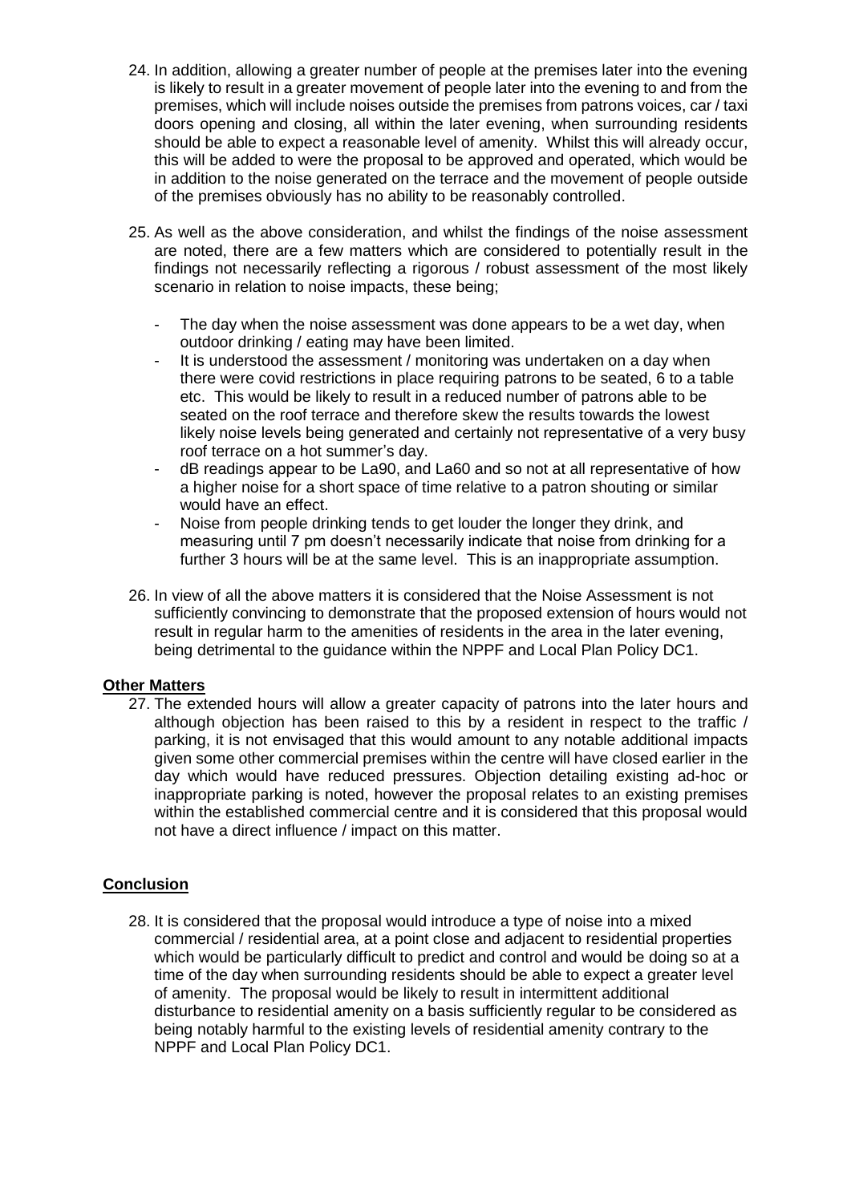24. In addition, allowing a greater number of people at the premises later into the evening is likely to result in a greater movement of people later into the evening to and from the premises, which will include noises outside the premises from patrons voices, car / taxi doors opening and closing, all within the later evening, when surrounding residents should be able to expect a reasonable level of amenity. Whilst this will already occur, this will be added to were the proposal to be approved and operated, which would be in addition to the noise generated on the terrace and the movement of people outside of the premises obviously has no ability to be reasonably controlled.

25. As well as the above consideration, and whilst the findings of the noise assessment are noted, there are a few matters which are considered to potentially result in the findings not necessarily reflecting a rigorous / robust assessment of the most likely scenario in relation to noise impacts, these being;

    - The day when the noise assessment was done appears to be a wet day, when outdoor drinking / eating may have been limited.
    - It is understood the assessment / monitoring was undertaken on a day when there were covid restrictions in place requiring patrons to be seated, 6 to a table etc. This would be likely to result in a reduced number of patrons able to be seated on the roof terrace and therefore skew the results towards the lowest likely noise levels being generated and certainly not representative of a very busy roof terrace on a hot summer's day.
    - dB readings appear to be La90, and La60 and so not at all representative of how a higher noise for a short space of time relative to a patron shouting or similar would have an effect.
    - Noise from people drinking tends to get louder the longer they drink, and measuring until 7 pm doesn't necessarily indicate that noise from drinking for a further 3 hours will be at the same level. This is an inappropriate assumption.

26. In view of all the above matters it is considered that the Noise Assessment is not sufficiently convincing to demonstrate that the proposed extension of hours would not result in regular harm to the amenities of residents in the area in the later evening, being detrimental to the guidance within the NPPF and Local Plan Policy DC1.

**Other Matters**

27. The extended hours will allow a greater capacity of patrons into the later hours and although objection has been raised to this by a resident in respect to the traffic / parking, it is not envisaged that this would amount to any notable additional impacts given some other commercial premises within the centre will have closed earlier in the day which would have reduced pressures. Objection detailing existing ad-hoc or inappropriate parking is noted, however the proposal relates to an existing premises within the established commercial centre and it is considered that this proposal would not have a direct influence / impact on this matter.

**Conclusion**

28. It is considered that the proposal would introduce a type of noise into a mixed commercial / residential area, at a point close and adjacent to residential properties which would be particularly difficult to predict and control and would be doing so at a time of the day when surrounding residents should be able to expect a greater level of amenity. The proposal would be likely to result in intermittent additional disturbance to residential amenity on a basis sufficiently regular to be considered as being notably harmful to the existing levels of residential amenity contrary to the NPPF and Local Plan Policy DC1.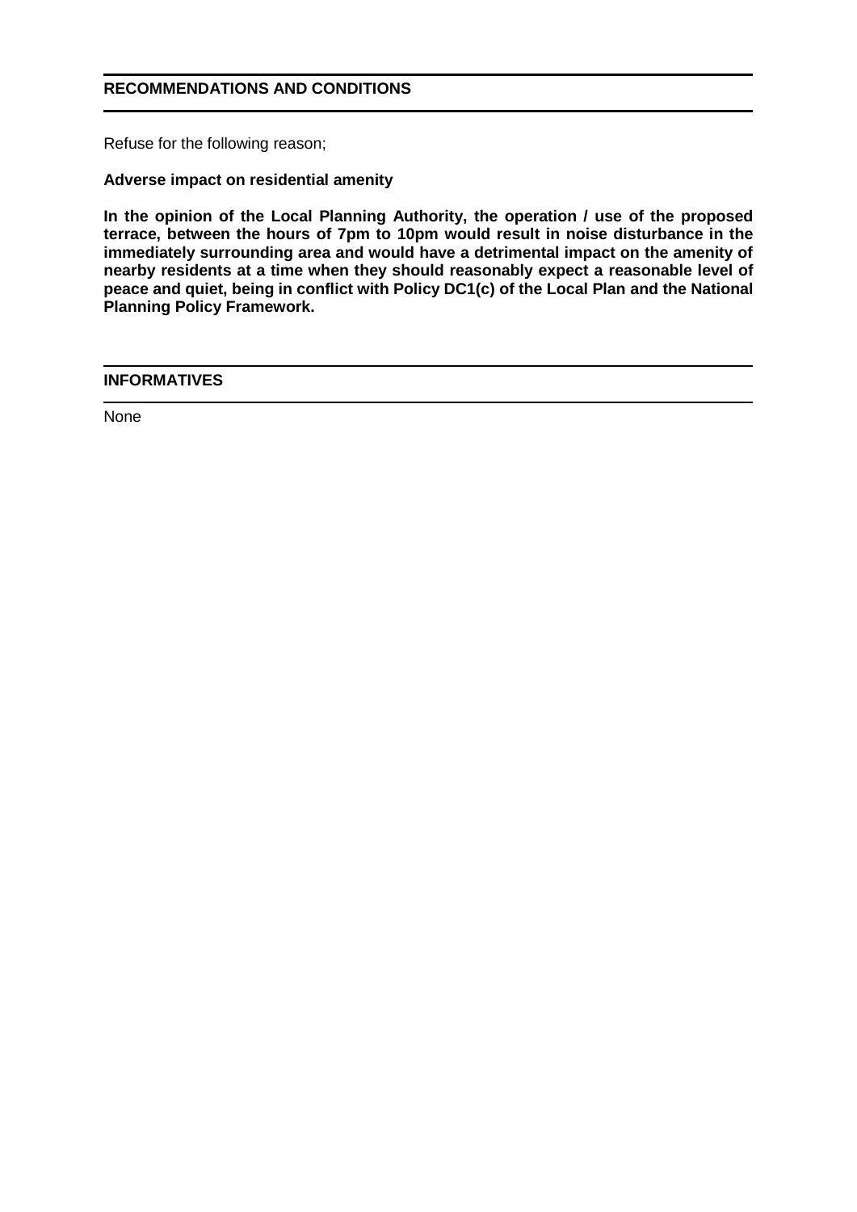## RECOMMENDATIONS AND CONDITIONS

Refuse for the following reason;

**Adverse impact on residential amenity**

**In the opinion of the Local Planning Authority, the operation / use of the proposed terrace, between the hours of 7pm to 10pm would result in noise disturbance in the immediately surrounding area and would have a detrimental impact on the amenity of nearby residents at a time when they should reasonably expect a reasonable level of peace and quiet, being in conflict with Policy DC1(c) of the Local Plan and the National Planning Policy Framework.**

## INFORMATIVES

None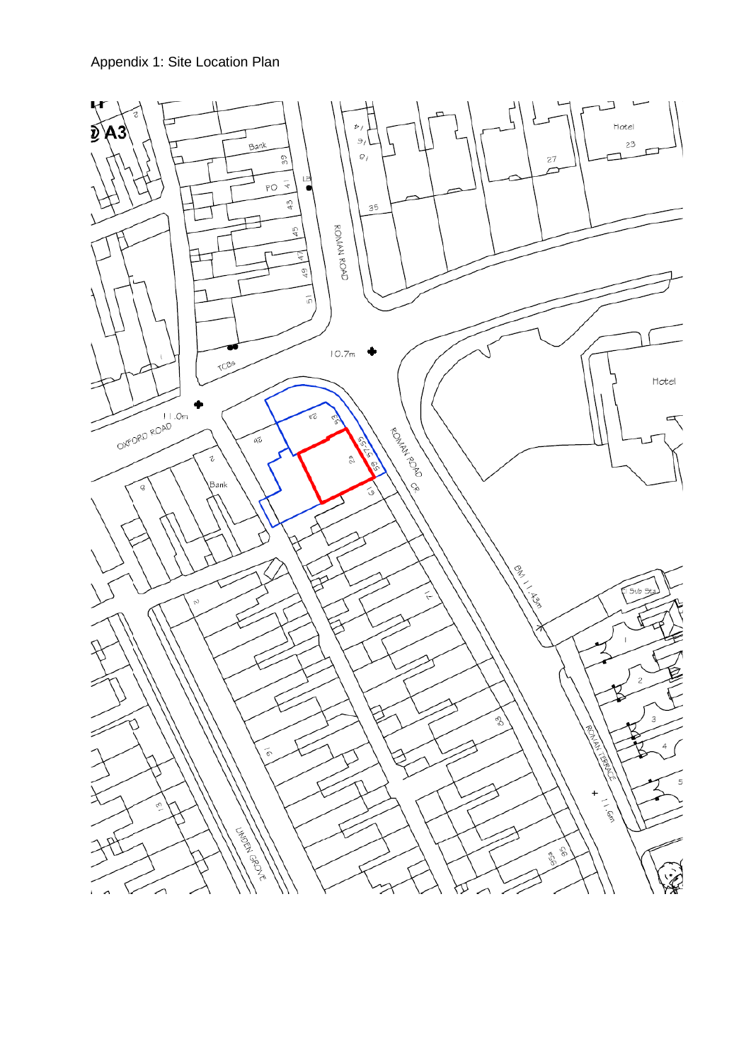Appendix 1: Site Location Plan

Bank
39
FO
41
LB
43
45
47
49
51
ROMAN ROAD
35
27
Hotel
23
10.7m
TCBs
11.0m
OXFORD ROAD
Hotel
ROMAN ROAD
CR
Bank
BM 11.43m
Sub Sta
ROMAN TERRACE
11.6m
LINDEN GROVE